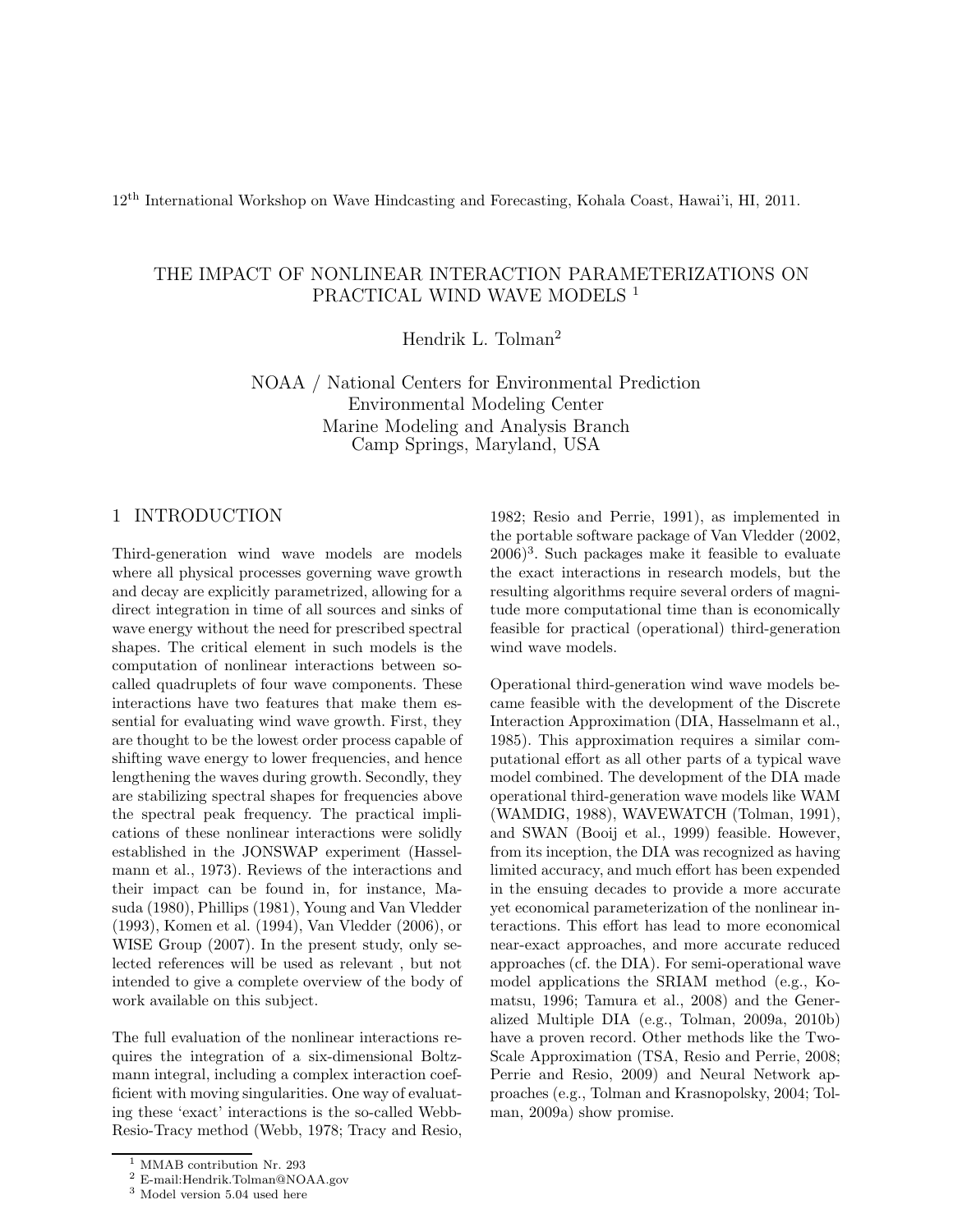12th International Workshop on Wave Hindcasting and Forecasting, Kohala Coast, Hawai'i, HI, 2011.

# THE IMPACT OF NONLINEAR INTERACTION PARAMETERIZATIONS ON PRACTICAL WIND WAVE MODELS [1]

Hendrik L. Tolman[2]

NOAA / National Centers for Environmental Prediction
Environmental Modeling Center
Marine Modeling and Analysis Branch
Camp Springs, Maryland, USA

## 1 INTRODUCTION

Third-generation wind wave models are models where all physical processes governing wave growth and decay are explicitly parametrized, allowing for a direct integration in time of all sources and sinks of wave energy without the need for prescribed spectral shapes. The critical element in such models is the computation of nonlinear interactions between so-called quadruplets of four wave components. These interactions have two features that make them essential for evaluating wind wave growth. First, they are thought to be the lowest order process capable of shifting wave energy to lower frequencies, and hence lengthening the waves during growth. Secondly, they are stabilizing spectral shapes for frequencies above the spectral peak frequency. The practical implications of these nonlinear interactions were solidly established in the JONSWAP experiment (Hasselmann et al., 1973). Reviews of the interactions and their impact can be found in, for instance, Masuda (1980), Phillips (1981), Young and Van Vledder (1993), Komen et al. (1994), Van Vledder (2006), or WISE Group (2007). In the present study, only selected references will be used as relevant , but not intended to give a complete overview of the body of work available on this subject.

The full evaluation of the nonlinear interactions requires the integration of a six-dimensional Boltzmann integral, including a complex interaction coefficient with moving singularities. One way of evaluating these 'exact' interactions is the so-called Webb-Resio-Tracy method (Webb, 1978; Tracy and Resio, 1982; Resio and Perrie, 1991), as implemented in the portable software package of Van Vledder (2002, 2006)[3]. Such packages make it feasible to evaluate the exact interactions in research models, but the resulting algorithms require several orders of magnitude more computational time than is economically feasible for practical (operational) third-generation wind wave models.

Operational third-generation wind wave models became feasible with the development of the Discrete Interaction Approximation (DIA, Hasselmann et al., 1985). This approximation requires a similar computational effort as all other parts of a typical wave model combined. The development of the DIA made operational third-generation wave models like WAM (WAMDIG, 1988), WAVEWATCH (Tolman, 1991), and SWAN (Booij et al., 1999) feasible. However, from its inception, the DIA was recognized as having limited accuracy, and much effort has been expended in the ensuing decades to provide a more accurate yet economical parameterization of the nonlinear interactions. This effort has lead to more economical near-exact approaches, and more accurate reduced approaches (cf. the DIA). For semi-operational wave model applications the SRIAM method (e.g., Komatsu, 1996; Tamura et al., 2008) and the Generalized Multiple DIA (e.g., Tolman, 2009a, 2010b) have a proven record. Other methods like the Two-Scale Approximation (TSA, Resio and Perrie, 2008; Perrie and Resio, 2009) and Neural Network approaches (e.g., Tolman and Krasnopolsky, 2004; Tolman, 2009a) show promise.

---

[1] MMAB contribution Nr. 293

[2] E-mail:Hendrik.Tolman@NOAA.gov

[3] Model version 5.04 used here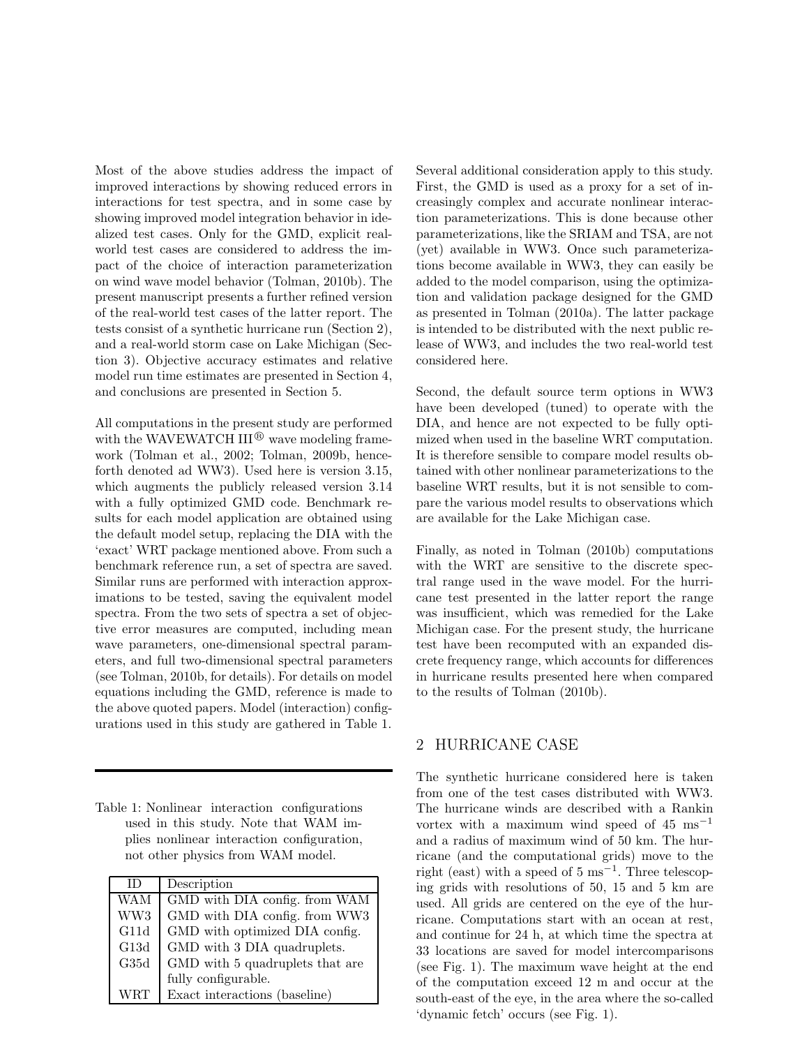Most of the above studies address the impact of improved interactions by showing reduced errors in interactions for test spectra, and in some case by showing improved model integration behavior in idealized test cases. Only for the GMD, explicit real-world test cases are considered to address the impact of the choice of interaction parameterization on wind wave model behavior (Tolman, 2010b). The present manuscript presents a further refined version of the real-world test cases of the latter report. The tests consist of a synthetic hurricane run (Section 2), and a real-world storm case on Lake Michigan (Section 3). Objective accuracy estimates and relative model run time estimates are presented in Section 4, and conclusions are presented in Section 5.

All computations in the present study are performed with the WAVEWATCH III® wave modeling framework (Tolman et al., 2002; Tolman, 2009b, henceforth denoted ad WW3). Used here is version 3.15, which augments the publicly released version 3.14 with a fully optimized GMD code. Benchmark results for each model application are obtained using the default model setup, replacing the DIA with the 'exact' WRT package mentioned above. From such a benchmark reference run, a set of spectra are saved. Similar runs are performed with interaction approximations to be tested, saving the equivalent model spectra. From the two sets of spectra a set of objective error measures are computed, including mean wave parameters, one-dimensional spectral parameters, and full two-dimensional spectral parameters (see Tolman, 2010b, for details). For details on model equations including the GMD, reference is made to the above quoted papers. Model (interaction) configurations used in this study are gathered in Table 1.

Table 1: Nonlinear interaction configurations used in this study. Note that WAM implies nonlinear interaction configuration, not other physics from WAM model.

| ID | Description |
|---|---|
| WAM | GMD with DIA config. from WAM |
| WW3 | GMD with DIA config. from WW3 |
| G11d | GMD with optimized DIA config. |
| G13d | GMD with 3 DIA quadruplets. |
| G35d | GMD with 5 quadruplets that are fully configurable. |
| WRT | Exact interactions (baseline) |

Several additional consideration apply to this study. First, the GMD is used as a proxy for a set of increasingly complex and accurate nonlinear interaction parameterizations. This is done because other parameterizations, like the SRIAM and TSA, are not (yet) available in WW3. Once such parameterizations become available in WW3, they can easily be added to the model comparison, using the optimization and validation package designed for the GMD as presented in Tolman (2010a). The latter package is intended to be distributed with the next public release of WW3, and includes the two real-world test considered here.

Second, the default source term options in WW3 have been developed (tuned) to operate with the DIA, and hence are not expected to be fully optimized when used in the baseline WRT computation. It is therefore sensible to compare model results obtained with other nonlinear parameterizations to the baseline WRT results, but it is not sensible to compare the various model results to observations which are available for the Lake Michigan case.

Finally, as noted in Tolman (2010b) computations with the WRT are sensitive to the discrete spectral range used in the wave model. For the hurricane test presented in the latter report the range was insufficient, which was remedied for the Lake Michigan case. For the present study, the hurricane test have been recomputed with an expanded discrete frequency range, which accounts for differences in hurricane results presented here when compared to the results of Tolman (2010b).

## 2 HURRICANE CASE

The synthetic hurricane considered here is taken from one of the test cases distributed with WW3. The hurricane winds are described with a Rankin vortex with a maximum wind speed of 45 $\mathrm{ms^{-1}}$ and a radius of maximum wind of 50 km. The hurricane (and the computational grids) move to the right (east) with a speed of 5 $\mathrm{ms^{-1}}$. Three telescoping grids with resolutions of 50, 15 and 5 km are used. All grids are centered on the eye of the hurricane. Computations start with an ocean at rest, and continue for 24 h, at which time the spectra at 33 locations are saved for model intercomparisons (see Fig. 1). The maximum wave height at the end of the computation exceed 12 m and occur at the south-east of the eye, in the area where the so-called 'dynamic fetch' occurs (see Fig. 1).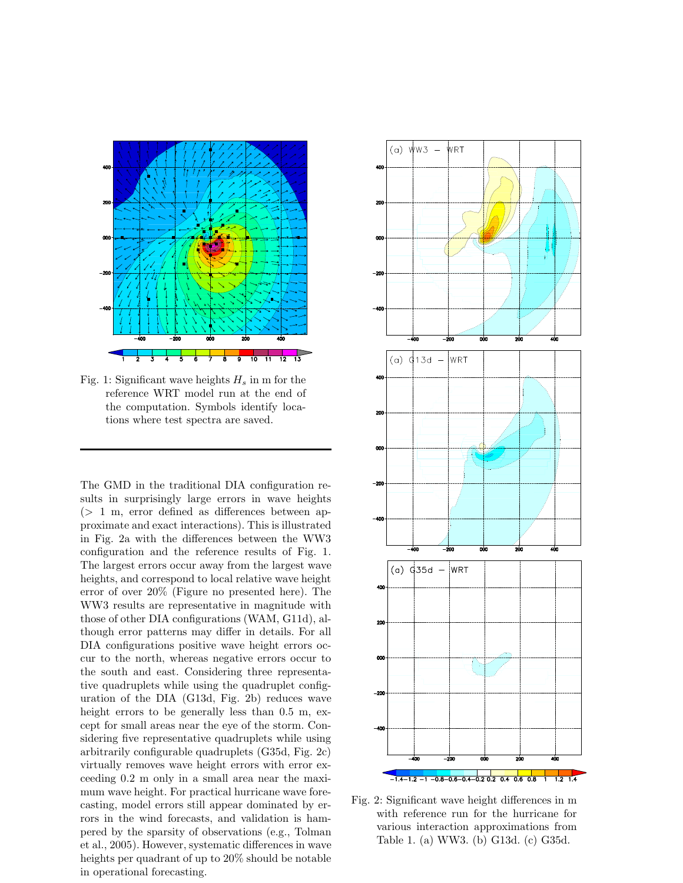Fig. 1: Significant wave heights $H_s$ in m for the reference WRT model run at the end of the computation. Symbols identify locations where test spectra are saved.

The GMD in the traditional DIA configuration results in surprisingly large errors in wave heights (> 1 m, error defined as differences between approximate and exact interactions). This is illustrated in Fig. 2a with the differences between the WW3 configuration and the reference results of Fig. 1. The largest errors occur away from the largest wave heights, and correspond to local relative wave height error of over 20% (Figure no presented here). The WW3 results are representative in magnitude with those of other DIA configurations (WAM, G11d), although error patterns may differ in details. For all DIA configurations positive wave height errors occur to the north, whereas negative errors occur to the south and east. Considering three representative quadruplets while using the quadruplet configuration of the DIA (G13d, Fig. 2b) reduces wave height errors to be generally less than 0.5 m, except for small areas near the eye of the storm. Considering five representative quadruplets while using arbitrarily configurable quadruplets (G35d, Fig. 2c) virtually removes wave height errors with error exceeding 0.2 m only in a small area near the maximum wave height. For practical hurricane wave forecasting, model errors still appear dominated by errors in the wind forecasts, and validation is hampered by the sparsity of observations (e.g., Tolman et al., 2005). However, systematic differences in wave heights per quadrant of up to 20% should be notable in operational forecasting.

Fig. 2: Significant wave height differences in m with reference run for the hurricane for various interaction approximations from Table 1. (a) WW3. (b) G13d. (c) G35d.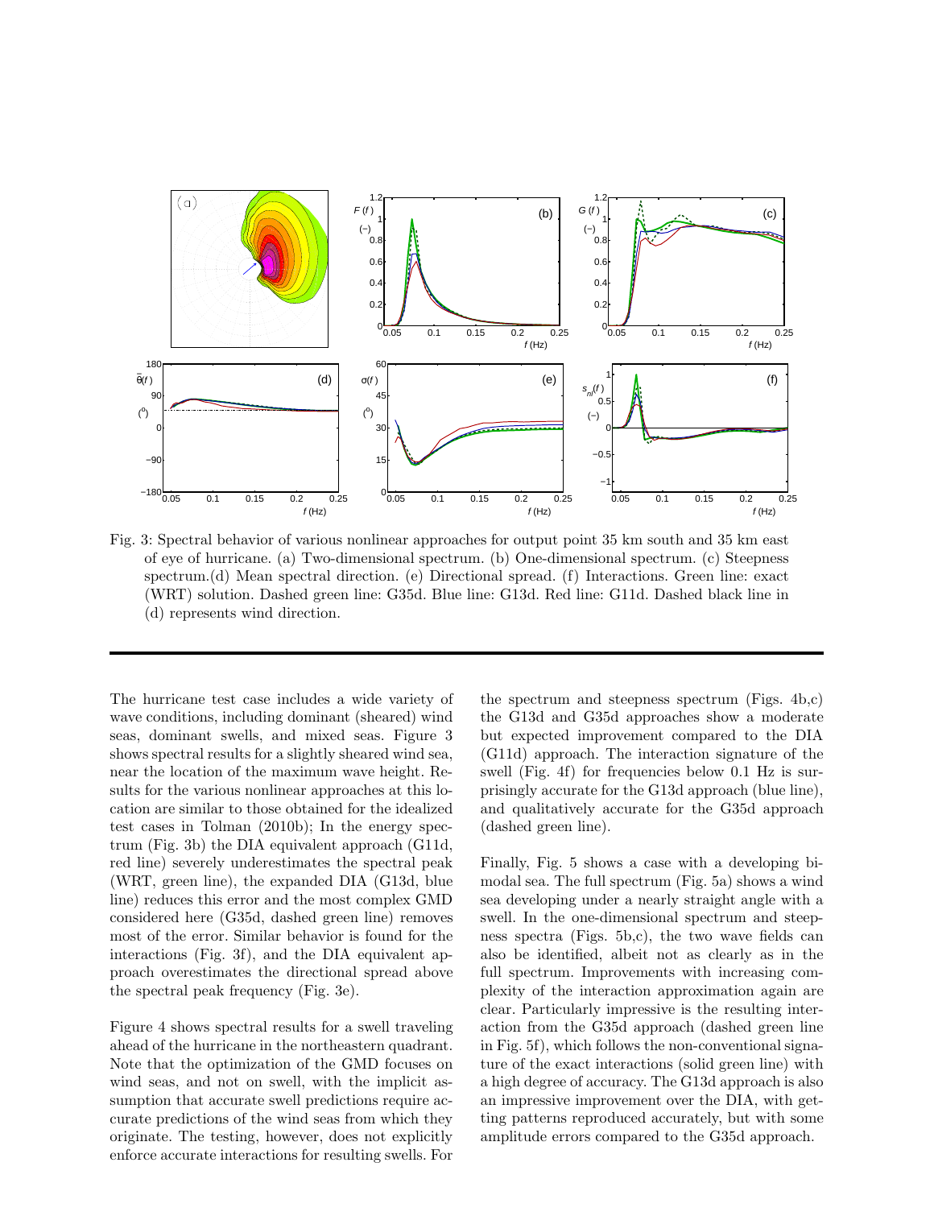Fig. 3: Spectral behavior of various nonlinear approaches for output point 35 km south and 35 km east of eye of hurricane. (a) Two-dimensional spectrum. (b) One-dimensional spectrum. (c) Steepness spectrum.(d) Mean spectral direction. (e) Directional spread. (f) Interactions. Green line: exact (WRT) solution. Dashed green line: G35d. Blue line: G13d. Red line: G11d. Dashed black line in (d) represents wind direction.

---

The hurricane test case includes a wide variety of wave conditions, including dominant (sheared) wind seas, dominant swells, and mixed seas. Figure 3 shows spectral results for a slightly sheared wind sea, near the location of the maximum wave height. Results for the various nonlinear approaches at this location are similar to those obtained for the idealized test cases in Tolman (2010b); In the energy spectrum (Fig. 3b) the DIA equivalent approach (G11d, red line) severely underestimates the spectral peak (WRT, green line), the expanded DIA (G13d, blue line) reduces this error and the most complex GMD considered here (G35d, dashed green line) removes most of the error. Similar behavior is found for the interactions (Fig. 3f), and the DIA equivalent approach overestimates the directional spread above the spectral peak frequency (Fig. 3e).

Figure 4 shows spectral results for a swell traveling ahead of the hurricane in the northeastern quadrant. Note that the optimization of the GMD focuses on wind seas, and not on swell, with the implicit assumption that accurate swell predictions require accurate predictions of the wind seas from which they originate. The testing, however, does not explicitly enforce accurate interactions for resulting swells. For the spectrum and steepness spectrum (Figs. 4b,c) the G13d and G35d approaches show a moderate but expected improvement compared to the DIA (G11d) approach. The interaction signature of the swell (Fig. 4f) for frequencies below 0.1 Hz is surprisingly accurate for the G13d approach (blue line), and qualitatively accurate for the G35d approach (dashed green line).

Finally, Fig. 5 shows a case with a developing bimodal sea. The full spectrum (Fig. 5a) shows a wind sea developing under a nearly straight angle with a swell. In the one-dimensional spectrum and steepness spectra (Figs. 5b,c), the two wave fields can also be identified, albeit not as clearly as in the full spectrum. Improvements with increasing complexity of the interaction approximation again are clear. Particularly impressive is the resulting interaction from the G35d approach (dashed green line in Fig. 5f), which follows the non-conventional signature of the exact interactions (solid green line) with a high degree of accuracy. The G13d approach is also an impressive improvement over the DIA, with getting patterns reproduced accurately, but with some amplitude errors compared to the G35d approach.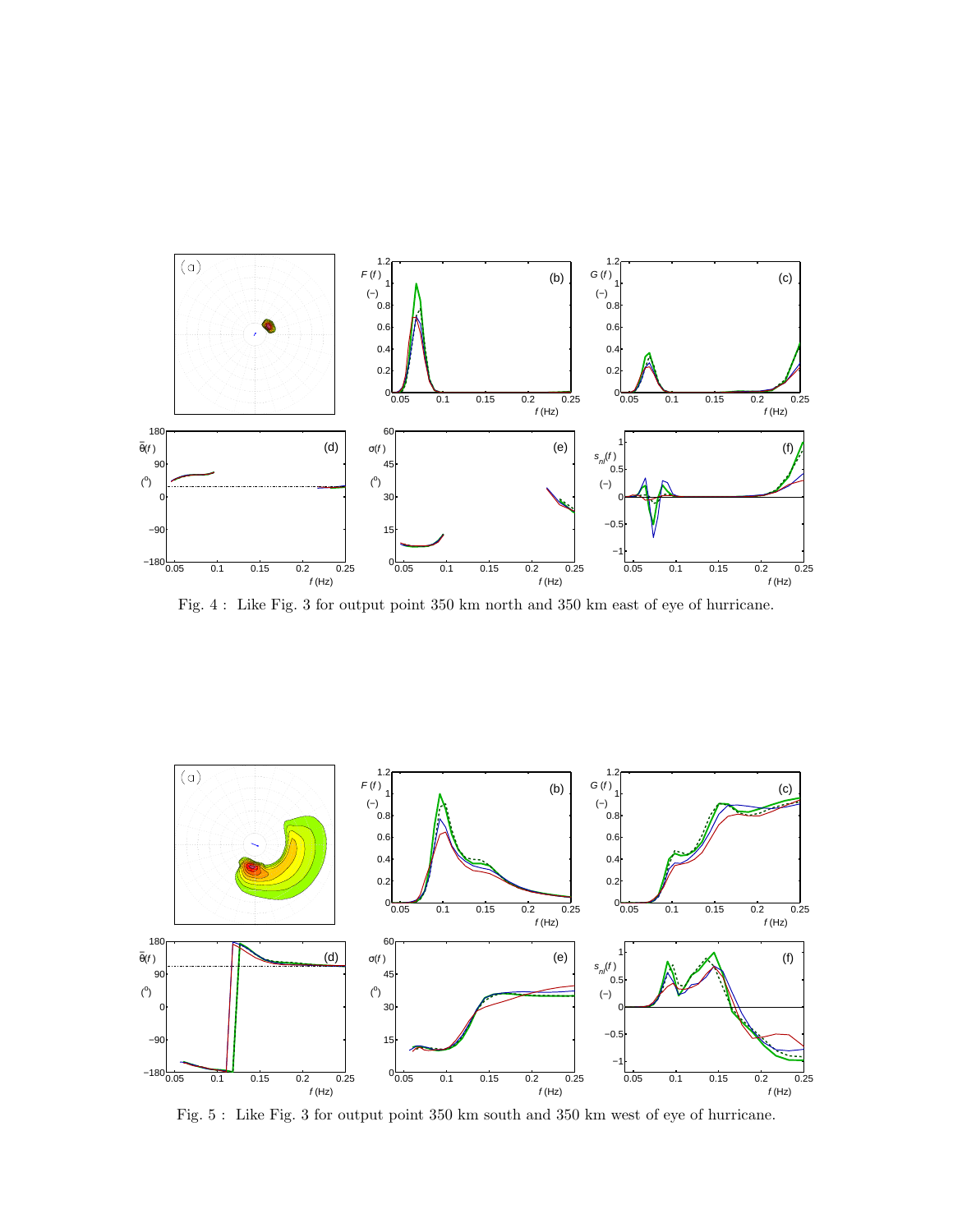Fig. 4 : Like Fig. 3 for output point 350 km north and 350 km east of eye of hurricane.

Fig. 5 : Like Fig. 3 for output point 350 km south and 350 km west of eye of hurricane.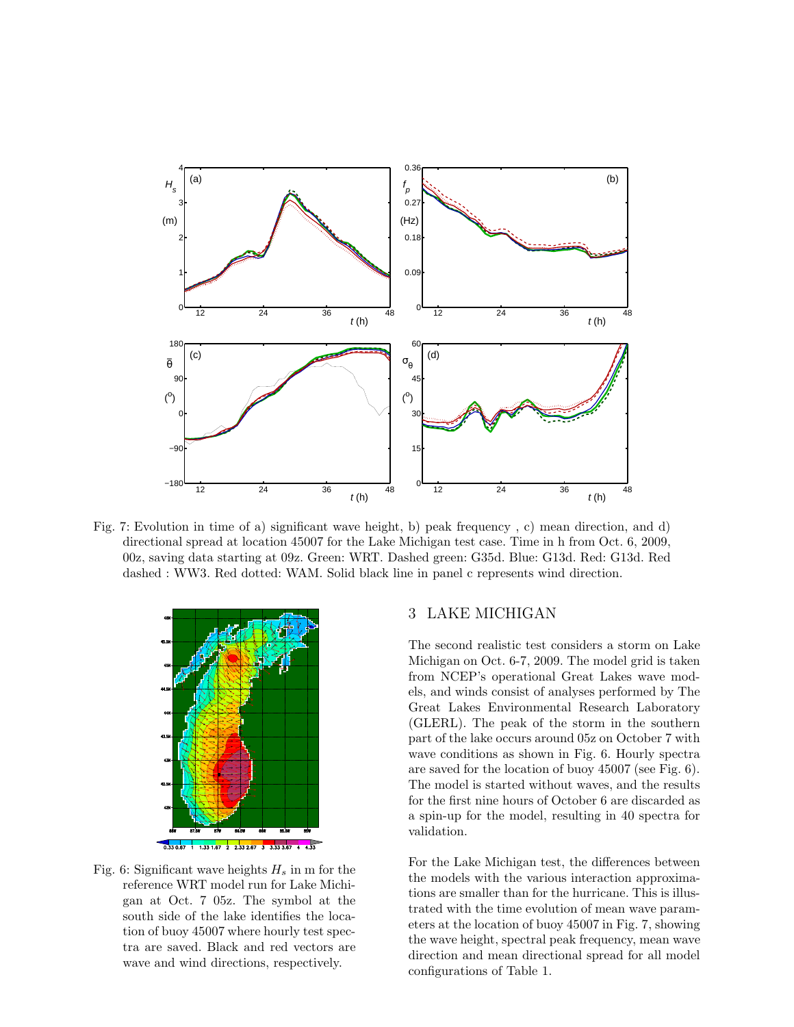Fig. 7: Evolution in time of a) significant wave height, b) peak frequency , c) mean direction, and d) directional spread at location 45007 for the Lake Michigan test case. Time in h from Oct. 6, 2009, 00z, saving data starting at 09z. Green: WRT. Dashed green: G35d. Blue: G13d. Red: G13d. Red dashed : WW3. Red dotted: WAM. Solid black line in panel c represents wind direction.

Fig. 6: Significant wave heights $H_s$ in m for the reference WRT model run for Lake Michigan at Oct. 7 05z. The symbol at the south side of the lake identifies the location of buoy 45007 where hourly test spectra are saved. Black and red vectors are wave and wind directions, respectively.

## 3 LAKE MICHIGAN

The second realistic test considers a storm on Lake Michigan on Oct. 6-7, 2009. The model grid is taken from NCEP's operational Great Lakes wave models, and winds consist of analyses performed by The Great Lakes Environmental Research Laboratory (GLERL). The peak of the storm in the southern part of the lake occurs around 05z on October 7 with wave conditions as shown in Fig. 6. Hourly spectra are saved for the location of buoy 45007 (see Fig. 6). The model is started without waves, and the results for the first nine hours of October 6 are discarded as a spin-up for the model, resulting in 40 spectra for validation.

For the Lake Michigan test, the differences between the models with the various interaction approximations are smaller than for the hurricane. This is illustrated with the time evolution of mean wave parameters at the location of buoy 45007 in Fig. 7, showing the wave height, spectral peak frequency, mean wave direction and mean directional spread for all model configurations of Table 1.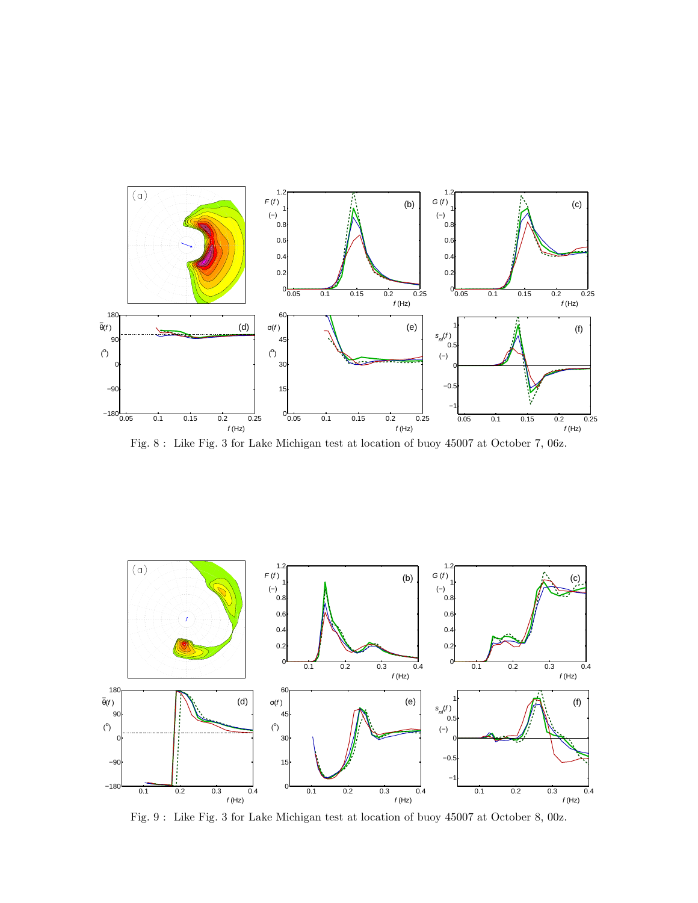Fig. 8 : Like Fig. 3 for Lake Michigan test at location of buoy 45007 at October 7, 06z.

Fig. 9 : Like Fig. 3 for Lake Michigan test at location of buoy 45007 at October 8, 00z.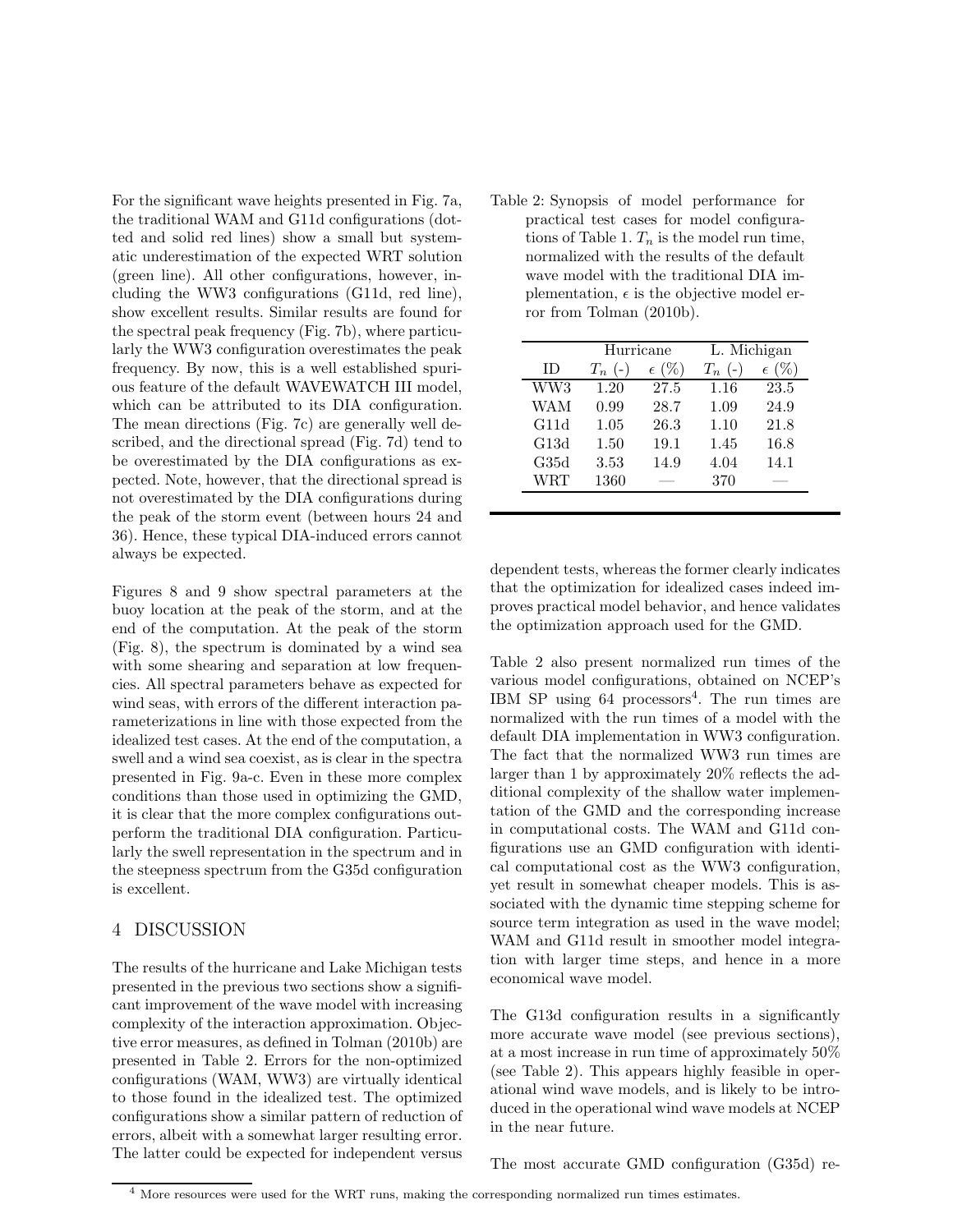For the significant wave heights presented in Fig. 7a, the traditional WAM and G11d configurations (dotted and solid red lines) show a small but systematic underestimation of the expected WRT solution (green line). All other configurations, however, including the WW3 configurations (G11d, red line), show excellent results. Similar results are found for the spectral peak frequency (Fig. 7b), where particularly the WW3 configuration overestimates the peak frequency. By now, this is a well established spurious feature of the default WAVEWATCH III model, which can be attributed to its DIA configuration. The mean directions (Fig. 7c) are generally well described, and the directional spread (Fig. 7d) tend to be overestimated by the DIA configurations as expected. Note, however, that the directional spread is not overestimated by the DIA configurations during the peak of the storm event (between hours 24 and 36). Hence, these typical DIA-induced errors cannot always be expected.

Figures 8 and 9 show spectral parameters at the buoy location at the peak of the storm, and at the end of the computation. At the peak of the storm (Fig. 8), the spectrum is dominated by a wind sea with some shearing and separation at low frequencies. All spectral parameters behave as expected for wind seas, with errors of the different interaction parameterizations in line with those expected from the idealized test cases. At the end of the computation, a swell and a wind sea coexist, as is clear in the spectra presented in Fig. 9a-c. Even in these more complex conditions than those used in optimizing the GMD, it is clear that the more complex configurations outperform the traditional DIA configuration. Particularly the swell representation in the spectrum and in the steepness spectrum from the G35d configuration is excellent.

## 4 DISCUSSION

The results of the hurricane and Lake Michigan tests presented in the previous two sections show a significant improvement of the wave model with increasing complexity of the interaction approximation. Objective error measures, as defined in Tolman (2010b) are presented in Table 2. Errors for the non-optimized configurations (WAM, WW3) are virtually identical to those found in the idealized test. The optimized configurations show a similar pattern of reduction of errors, albeit with a somewhat larger resulting error. The latter could be expected for independent versus dependent tests, whereas the former clearly indicates that the optimization for idealized cases indeed improves practical model behavior, and hence validates the optimization approach used for the GMD.

Table 2: Synopsis of model performance for practical test cases for model configurations of Table 1. $T_n$ is the model run time, normalized with the results of the default wave model with the traditional DIA implementation, $\epsilon$ is the objective model error from Tolman (2010b).

| | Hurricane | | L. Michigan | |
|---|---|---|---|---|
| ID | $T_n$ (-) | $\epsilon$ (%) | $T_n$ (-) | $\epsilon$ (%) |
| WW3 | 1.20 | 27.5 | 1.16 | 23.5 |
| WAM | 0.99 | 28.7 | 1.09 | 24.9 |
| G11d | 1.05 | 26.3 | 1.10 | 21.8 |
| G13d | 1.50 | 19.1 | 1.45 | 16.8 |
| G35d | 3.53 | 14.9 | 4.04 | 14.1 |
| WRT | 1360 | — | 370 | — |

Table 2 also present normalized run times of the various model configurations, obtained on NCEP's IBM SP using 64 processors[4]. The run times are normalized with the run times of a model with the default DIA implementation in WW3 configuration. The fact that the normalized WW3 run times are larger than 1 by approximately 20% reflects the additional complexity of the shallow water implementation of the GMD and the corresponding increase in computational costs. The WAM and G11d configurations use an GMD configuration with identical computational cost as the WW3 configuration, yet result in somewhat cheaper models. This is associated with the dynamic time stepping scheme for source term integration as used in the wave model; WAM and G11d result in smoother model integration with larger time steps, and hence in a more economical wave model.

The G13d configuration results in a significantly more accurate wave model (see previous sections), at a most increase in run time of approximately 50% (see Table 2). This appears highly feasible in operational wind wave models, and is likely to be introduced in the operational wind wave models at NCEP in the near future.

The most accurate GMD configuration (G35d) re-

[4] More resources were used for the WRT runs, making the corresponding normalized run times estimates.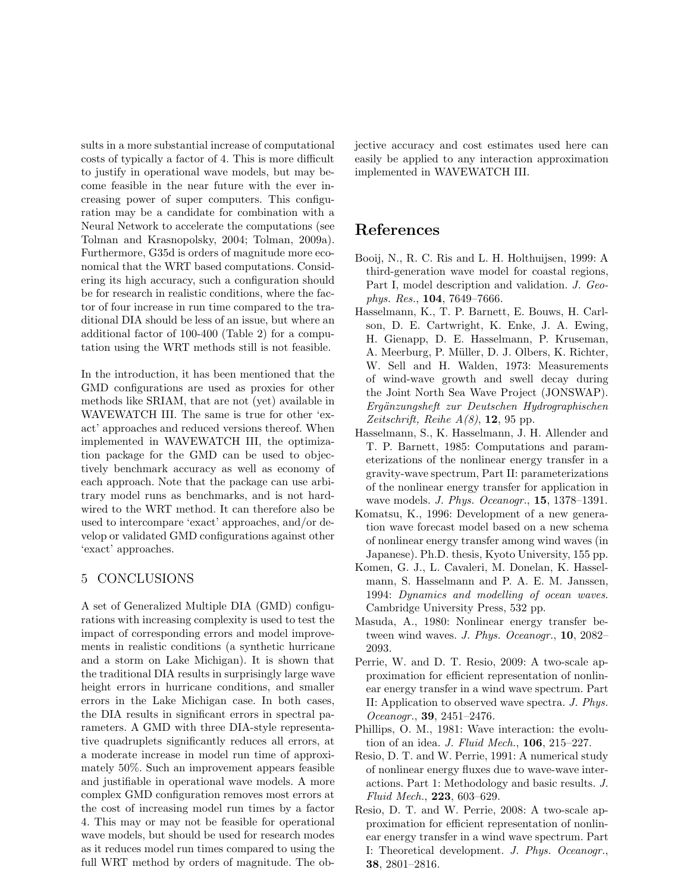sults in a more substantial increase of computational costs of typically a factor of 4. This is more difficult to justify in operational wave models, but may become feasible in the near future with the ever increasing power of super computers. This configuration may be a candidate for combination with a Neural Network to accelerate the computations (see Tolman and Krasnopolsky, 2004; Tolman, 2009a). Furthermore, G35d is orders of magnitude more economical that the WRT based computations. Considering its high accuracy, such a configuration should be for research in realistic conditions, where the factor of four increase in run time compared to the traditional DIA should be less of an issue, but where an additional factor of 100-400 (Table 2) for a computation using the WRT methods still is not feasible.

In the introduction, it has been mentioned that the GMD configurations are used as proxies for other methods like SRIAM, that are not (yet) available in WAVEWATCH III. The same is true for other 'exact' approaches and reduced versions thereof. When implemented in WAVEWATCH III, the optimization package for the GMD can be used to objectively benchmark accuracy as well as economy of each approach. Note that the package can use arbitrary model runs as benchmarks, and is not hardwired to the WRT method. It can therefore also be used to intercompare 'exact' approaches, and/or develop or validated GMD configurations against other 'exact' approaches.

## 5 CONCLUSIONS

A set of Generalized Multiple DIA (GMD) configurations with increasing complexity is used to test the impact of corresponding errors and model improvements in realistic conditions (a synthetic hurricane and a storm on Lake Michigan). It is shown that the traditional DIA results in surprisingly large wave height errors in hurricane conditions, and smaller errors in the Lake Michigan case. In both cases, the DIA results in significant errors in spectral parameters. A GMD with three DIA-style representative quadruplets significantly reduces all errors, at a moderate increase in model run time of approximately 50%. Such an improvement appears feasible and justifiable in operational wave models. A more complex GMD configuration removes most errors at the cost of increasing model run times by a factor 4. This may or may not be feasible for operational wave models, but should be used for research modes as it reduces model run times compared to using the full WRT method by orders of magnitude. The objective accuracy and cost estimates used here can easily be applied to any interaction approximation implemented in WAVEWATCH III.

# References

Booij, N., R. C. Ris and L. H. Holthuijsen, 1999: A third-generation wave model for coastal regions, Part I, model description and validation. *J. Geophys. Res.*, **104**, 7649–7666.

Hasselmann, K., T. P. Barnett, E. Bouws, H. Carlson, D. E. Cartwright, K. Enke, J. A. Ewing, H. Gienapp, D. E. Hasselmann, P. Kruseman, A. Meerburg, P. Müller, D. J. Olbers, K. Richter, W. Sell and H. Walden, 1973: Measurements of wind-wave growth and swell decay during the Joint North Sea Wave Project (JONSWAP). *Ergänzungsheft zur Deutschen Hydrographischen Zeitschrift, Reihe A(8)*, **12**, 95 pp.

Hasselmann, S., K. Hasselmann, J. H. Allender and T. P. Barnett, 1985: Computations and parameterizations of the nonlinear energy transfer in a gravity-wave spectrum, Part II: parameterizations of the nonlinear energy transfer for application in wave models. *J. Phys. Oceanogr.*, **15**, 1378–1391.

Komatsu, K., 1996: Development of a new generation wave forecast model based on a new schema of nonlinear energy transfer among wind waves (in Japanese). Ph.D. thesis, Kyoto University, 155 pp.

Komen, G. J., L. Cavaleri, M. Donelan, K. Hasselmann, S. Hasselmann and P. A. E. M. Janssen, 1994: *Dynamics and modelling of ocean waves*. Cambridge University Press, 532 pp.

Masuda, A., 1980: Nonlinear energy transfer between wind waves. *J. Phys. Oceanogr.*, **10**, 2082–2093.

Perrie, W. and D. T. Resio, 2009: A two-scale approximation for efficient representation of nonlinear energy transfer in a wind wave spectrum. Part II: Application to observed wave spectra. *J. Phys. Oceanogr.*, **39**, 2451–2476.

Phillips, O. M., 1981: Wave interaction: the evolution of an idea. *J. Fluid Mech.*, **106**, 215–227.

Resio, D. T. and W. Perrie, 1991: A numerical study of nonlinear energy fluxes due to wave-wave interactions. Part 1: Methodology and basic results. *J. Fluid Mech.*, **223**, 603–629.

Resio, D. T. and W. Perrie, 2008: A two-scale approximation for efficient representation of nonlinear energy transfer in a wind wave spectrum. Part I: Theoretical development. *J. Phys. Oceanogr.*, **38**, 2801–2816.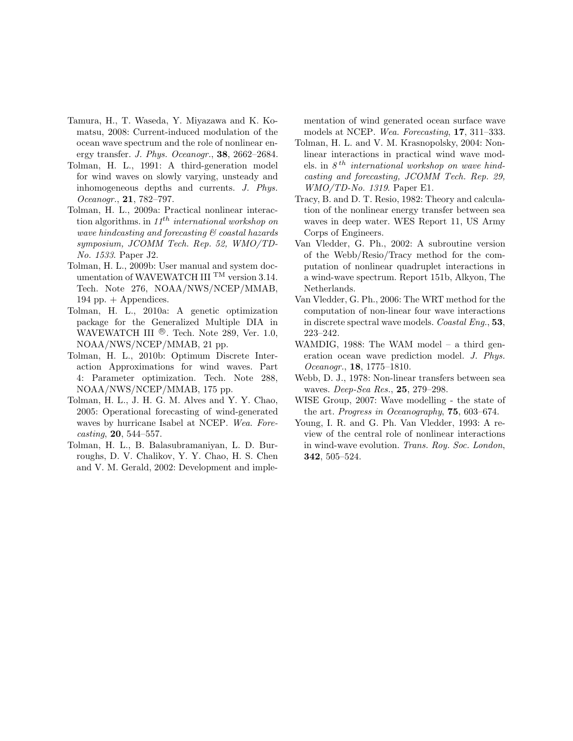Tamura, H., T. Waseda, Y. Miyazawa and K. Komatsu, 2008: Current-induced modulation of the ocean wave spectrum and the role of nonlinear energy transfer. *J. Phys. Oceanogr.*, **38**, 2662–2684.

Tolman, H. L., 1991: A third-generation model for wind waves on slowly varying, unsteady and inhomogeneous depths and currents. *J. Phys. Oceanogr.*, **21**, 782–797.

Tolman, H. L., 2009a: Practical nonlinear interaction algorithms. in *11$^{th}$ international workshop on wave hindcasting and forecasting & coastal hazards symposium, JCOMM Tech. Rep. 52, WMO/TD-No. 1533*. Paper J2.

Tolman, H. L., 2009b: User manual and system documentation of WAVEWATCH III $^{TM}$ version 3.14. Tech. Note 276, NOAA/NWS/NCEP/MMAB, 194 pp. + Appendices.

Tolman, H. L., 2010a: A genetic optimization package for the Generalized Multiple DIA in WAVEWATCH III ®. Tech. Note 289, Ver. 1.0, NOAA/NWS/NCEP/MMAB, 21 pp.

Tolman, H. L., 2010b: Optimum Discrete Interaction Approximations for wind waves. Part 4: Parameter optimization. Tech. Note 288, NOAA/NWS/NCEP/MMAB, 175 pp.

Tolman, H. L., J. H. G. M. Alves and Y. Y. Chao, 2005: Operational forecasting of wind-generated waves by hurricane Isabel at NCEP. *Wea. Forecasting*, **20**, 544–557.

Tolman, H. L., B. Balasubramaniyan, L. D. Burroughs, D. V. Chalikov, Y. Y. Chao, H. S. Chen and V. M. Gerald, 2002: Development and implementation of wind generated ocean surface wave models at NCEP. *Wea. Forecasting*, **17**, 311–333.

Tolman, H. L. and V. M. Krasnopolsky, 2004: Nonlinear interactions in practical wind wave models. in *8$^{th}$ international workshop on wave hindcasting and forecasting, JCOMM Tech. Rep. 29, WMO/TD-No. 1319*. Paper E1.

Tracy, B. and D. T. Resio, 1982: Theory and calculation of the nonlinear energy transfer between sea waves in deep water. WES Report 11, US Army Corps of Engineers.

Van Vledder, G. Ph., 2002: A subroutine version of the Webb/Resio/Tracy method for the computation of nonlinear quadruplet interactions in a wind-wave spectrum. Report 151b, Alkyon, The Netherlands.

Van Vledder, G. Ph., 2006: The WRT method for the computation of non-linear four wave interactions in discrete spectral wave models. *Coastal Eng.*, **53**, 223–242.

WAMDIG, 1988: The WAM model – a third generation ocean wave prediction model. *J. Phys. Oceanogr.*, **18**, 1775–1810.

Webb, D. J., 1978: Non-linear transfers between sea waves. *Deep-Sea Res.*, **25**, 279–298.

WISE Group, 2007: Wave modelling - the state of the art. *Progress in Oceanography*, **75**, 603–674.

Young, I. R. and G. Ph. Van Vledder, 1993: A review of the central role of nonlinear interactions in wind-wave evolution. *Trans. Roy. Soc. London*, **342**, 505–524.